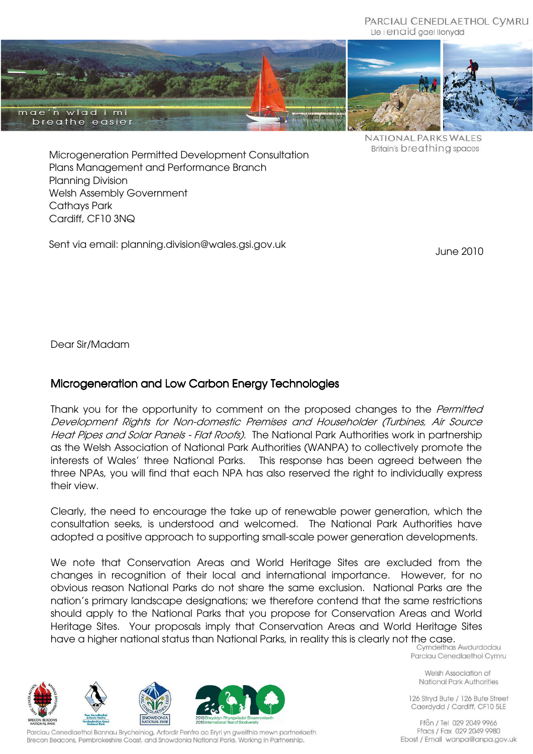PARCIAU CENEDLAETHOL CYMRU
Lle i enaid gael llonydd

mae'n wlad i mi
breathe easier

NATIONAL PARKS WALES
Britain's breathing spaces

Microgeneration Permitted Development Consultation
Plans Management and Performance Branch
Planning Division
Welsh Assembly Government
Cathays Park
Cardiff, CF10 3NQ

Sent via email: planning.division@wales.gsi.gov.uk

June 2010

Dear Sir/Madam

## Microgeneration and Low Carbon Energy Technologies

Thank you for the opportunity to comment on the proposed changes to the *Permitted Development Rights for Non-domestic Premises and Householder (Turbines, Air Source Heat Pipes and Solar Panels - Flat Roofs).* The National Park Authorities work in partnership as the Welsh Association of National Park Authorities (WANPA) to collectively promote the interests of Wales' three National Parks. This response has been agreed between the three NPAs, you will find that each NPA has also reserved the right to individually express their view.

Clearly, the need to encourage the take up of renewable power generation, which the consultation seeks, is understood and welcomed. The National Park Authorities have adopted a positive approach to supporting small-scale power generation developments.

We note that Conservation Areas and World Heritage Sites are excluded from the changes in recognition of their local and international importance. However, for no obvious reason National Parks do not share the same exclusion. National Parks are the nation's primary landscape designations; we therefore contend that the same restrictions should apply to the National Parks that you propose for Conservation Areas and World Heritage Sites. Your proposals imply that Conservation Areas and World Heritage Sites have a higher national status than National Parks, in reality this is clearly not the case.

Cymdeithas Awdurdodau Parciau Cenedlaethol Cymru

Welsh Association of National Park Authorities

126 Stryd Bute / 126 Bute Street
Caerdydd / Cardiff, CF10 5LE

Ffôn / Tel 029 2049 9966
Ffacs / Fax 029 2049 9980
Ebost / Email wanpa@anpa.gov.uk

Parciau Cenedlaethol Bannau Brycheiniog, Arfordir Penfro ac Eryri yn gweithio mewn partneriaeth
Brecon Beacons, Pembrokeshire Coast, and Snowdonia National Parks. Working in Partnership.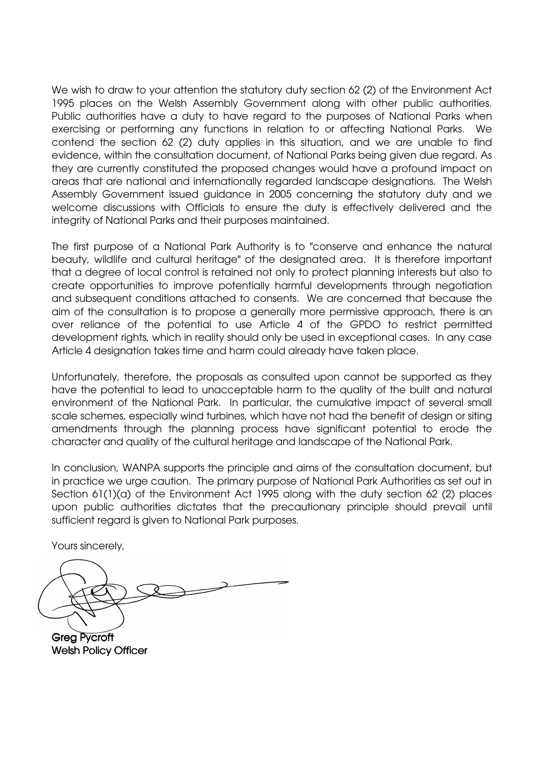We wish to draw to your attention the statutory duty section 62 (2) of the Environment Act 1995 places on the Welsh Assembly Government along with other public authorities. Public authorities have a duty to have regard to the purposes of National Parks when exercising or performing any functions in relation to or affecting National Parks. We contend the section 62 (2) duty applies in this situation, and we are unable to find evidence, within the consultation document, of National Parks being given due regard. As they are currently constituted the proposed changes would have a profound impact on areas that are national and internationally regarded landscape designations. The Welsh Assembly Government issued guidance in 2005 concerning the statutory duty and we welcome discussions with Officials to ensure the duty is effectively delivered and the integrity of National Parks and their purposes maintained.

The first purpose of a National Park Authority is to "conserve and enhance the natural beauty, wildlife and cultural heritage" of the designated area. It is therefore important that a degree of local control is retained not only to protect planning interests but also to create opportunities to improve potentially harmful developments through negotiation and subsequent conditions attached to consents. We are concerned that because the aim of the consultation is to propose a generally more permissive approach, there is an over reliance of the potential to use Article 4 of the GPDO to restrict permitted development rights, which in reality should only be used in exceptional cases. In any case Article 4 designation takes time and harm could already have taken place.

Unfortunately, therefore, the proposals as consulted upon cannot be supported as they have the potential to lead to unacceptable harm to the quality of the built and natural environment of the National Park. In particular, the cumulative impact of several small scale schemes, especially wind turbines, which have not had the benefit of design or siting amendments through the planning process have significant potential to erode the character and quality of the cultural heritage and landscape of the National Park.

In conclusion, WANPA supports the principle and aims of the consultation document, but in practice we urge caution. The primary purpose of National Park Authorities as set out in Section 61(1)(a) of the Environment Act 1995 along with the duty section 62 (2) places upon public authorities dictates that the precautionary principle should prevail until sufficient regard is given to National Park purposes.

Yours sincerely,

**Greg Pycroft**
**Welsh Policy Officer**